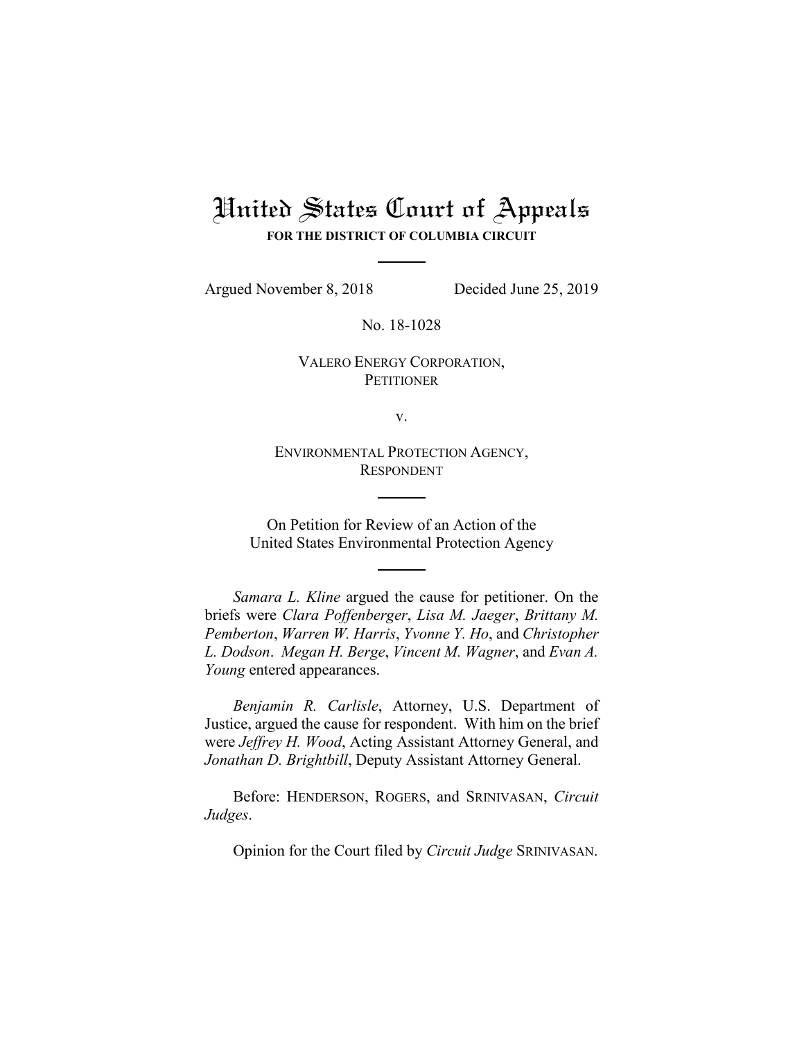# United States Court of Appeals

**FOR THE DISTRICT OF COLUMBIA CIRCUIT**

---

Argued November 8, 2018 Decided June 25, 2019

No. 18-1028

VALERO ENERGY CORPORATION,
PETITIONER

v.

ENVIRONMENTAL PROTECTION AGENCY,
RESPONDENT

---

On Petition for Review of an Action of the
United States Environmental Protection Agency

---

*Samara L. Kline* argued the cause for petitioner. On the briefs were *Clara Poffenberger*, *Lisa M. Jaeger*, *Brittany M. Pemberton*, *Warren W. Harris*, *Yvonne Y. Ho*, and *Christopher L. Dodson*. *Megan H. Berge*, *Vincent M. Wagner*, and *Evan A. Young* entered appearances.

*Benjamin R. Carlisle*, Attorney, U.S. Department of Justice, argued the cause for respondent. With him on the brief were *Jeffrey H. Wood*, Acting Assistant Attorney General, and *Jonathan D. Brightbill*, Deputy Assistant Attorney General.

Before: HENDERSON, ROGERS, and SRINIVASAN, *Circuit Judges*.

Opinion for the Court filed by *Circuit Judge* SRINIVASAN.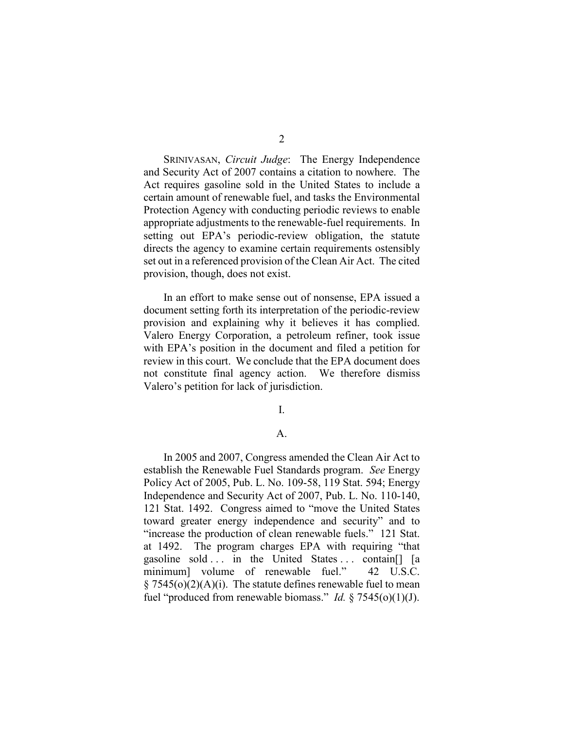SRINIVASAN, *Circuit Judge*: The Energy Independence and Security Act of 2007 contains a citation to nowhere. The Act requires gasoline sold in the United States to include a certain amount of renewable fuel, and tasks the Environmental Protection Agency with conducting periodic reviews to enable appropriate adjustments to the renewable-fuel requirements. In setting out EPA's periodic-review obligation, the statute directs the agency to examine certain requirements ostensibly set out in a referenced provision of the Clean Air Act. The cited provision, though, does not exist.

In an effort to make sense out of nonsense, EPA issued a document setting forth its interpretation of the periodic-review provision and explaining why it believes it has complied. Valero Energy Corporation, a petroleum refiner, took issue with EPA's position in the document and filed a petition for review in this court. We conclude that the EPA document does not constitute final agency action. We therefore dismiss Valero's petition for lack of jurisdiction.

## I.

### A.

In 2005 and 2007, Congress amended the Clean Air Act to establish the Renewable Fuel Standards program. *See* Energy Policy Act of 2005, Pub. L. No. 109-58, 119 Stat. 594; Energy Independence and Security Act of 2007, Pub. L. No. 110-140, 121 Stat. 1492. Congress aimed to "move the United States toward greater energy independence and security" and to "increase the production of clean renewable fuels." 121 Stat. at 1492. The program charges EPA with requiring "that gasoline sold . . . in the United States . . . contain[] [a minimum] volume of renewable fuel." 42 U.S.C. § 7545(o)(2)(A)(i). The statute defines renewable fuel to mean fuel "produced from renewable biomass." *Id.* § 7545(o)(1)(J).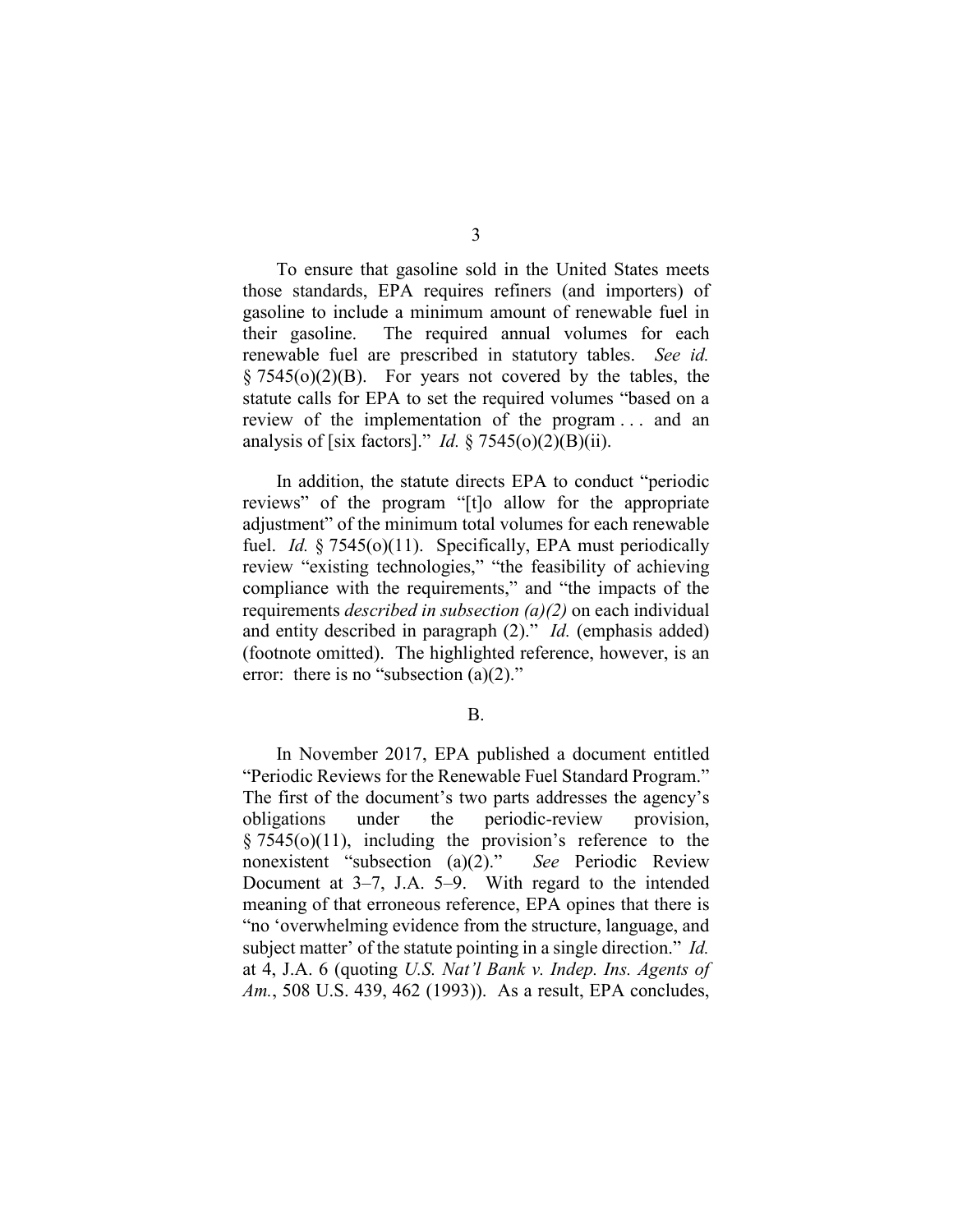To ensure that gasoline sold in the United States meets those standards, EPA requires refiners (and importers) of gasoline to include a minimum amount of renewable fuel in their gasoline. The required annual volumes for each renewable fuel are prescribed in statutory tables. *See id.* § 7545(o)(2)(B). For years not covered by the tables, the statute calls for EPA to set the required volumes "based on a review of the implementation of the program . . . and an analysis of [six factors]." *Id.* § 7545(o)(2)(B)(ii).

In addition, the statute directs EPA to conduct "periodic reviews" of the program "[t]o allow for the appropriate adjustment" of the minimum total volumes for each renewable fuel. *Id.* § 7545(o)(11). Specifically, EPA must periodically review "existing technologies," "the feasibility of achieving compliance with the requirements," and "the impacts of the requirements *described in subsection (a)(2)* on each individual and entity described in paragraph (2)." *Id.* (emphasis added) (footnote omitted). The highlighted reference, however, is an error: there is no "subsection (a)(2)."

B.

In November 2017, EPA published a document entitled "Periodic Reviews for the Renewable Fuel Standard Program." The first of the document's two parts addresses the agency's obligations under the periodic-review provision, § 7545(o)(11), including the provision's reference to the nonexistent "subsection (a)(2)." *See* Periodic Review Document at 3–7, J.A. 5–9. With regard to the intended meaning of that erroneous reference, EPA opines that there is "no 'overwhelming evidence from the structure, language, and subject matter' of the statute pointing in a single direction." *Id.* at 4, J.A. 6 (quoting *U.S. Nat'l Bank v. Indep. Ins. Agents of Am.*, 508 U.S. 439, 462 (1993)). As a result, EPA concludes,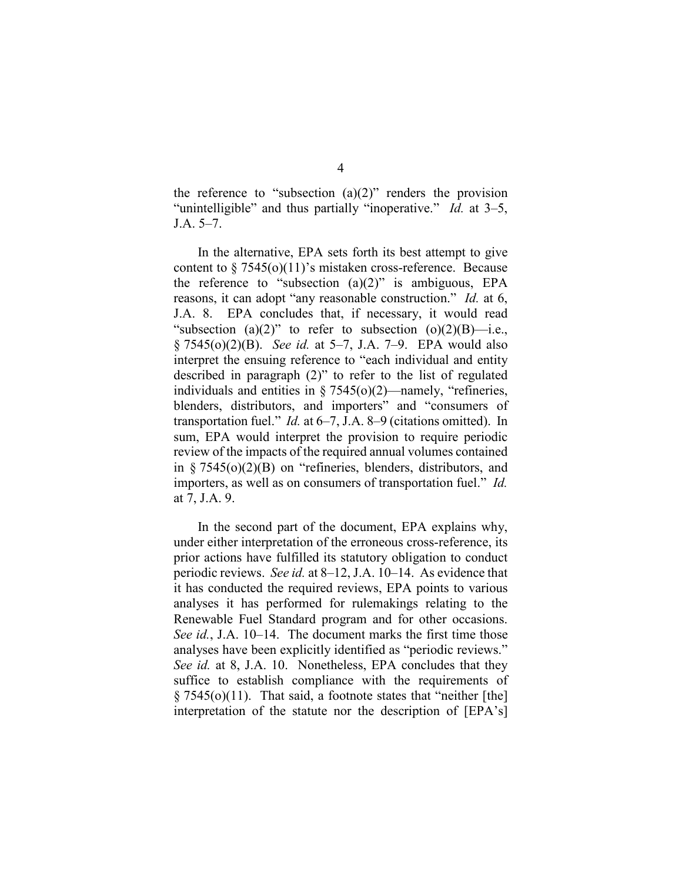the reference to "subsection (a)(2)" renders the provision "unintelligible" and thus partially "inoperative." *Id.* at 3–5, J.A. 5–7.

In the alternative, EPA sets forth its best attempt to give content to § 7545(o)(11)'s mistaken cross-reference. Because the reference to "subsection (a)(2)" is ambiguous, EPA reasons, it can adopt "any reasonable construction." *Id.* at 6, J.A. 8. EPA concludes that, if necessary, it would read "subsection (a)(2)" to refer to subsection (o)(2)(B)—i.e., § 7545(o)(2)(B). *See id.* at 5–7, J.A. 7–9. EPA would also interpret the ensuing reference to "each individual and entity described in paragraph (2)" to refer to the list of regulated individuals and entities in § 7545(o)(2)—namely, "refineries, blenders, distributors, and importers" and "consumers of transportation fuel." *Id.* at 6–7, J.A. 8–9 (citations omitted). In sum, EPA would interpret the provision to require periodic review of the impacts of the required annual volumes contained in § 7545(o)(2)(B) on "refineries, blenders, distributors, and importers, as well as on consumers of transportation fuel." *Id.* at 7, J.A. 9.

In the second part of the document, EPA explains why, under either interpretation of the erroneous cross-reference, its prior actions have fulfilled its statutory obligation to conduct periodic reviews. *See id.* at 8–12, J.A. 10–14. As evidence that it has conducted the required reviews, EPA points to various analyses it has performed for rulemakings relating to the Renewable Fuel Standard program and for other occasions. *See id.*, J.A. 10–14. The document marks the first time those analyses have been explicitly identified as "periodic reviews." *See id.* at 8, J.A. 10. Nonetheless, EPA concludes that they suffice to establish compliance with the requirements of § 7545(o)(11). That said, a footnote states that "neither [the] interpretation of the statute nor the description of [EPA's]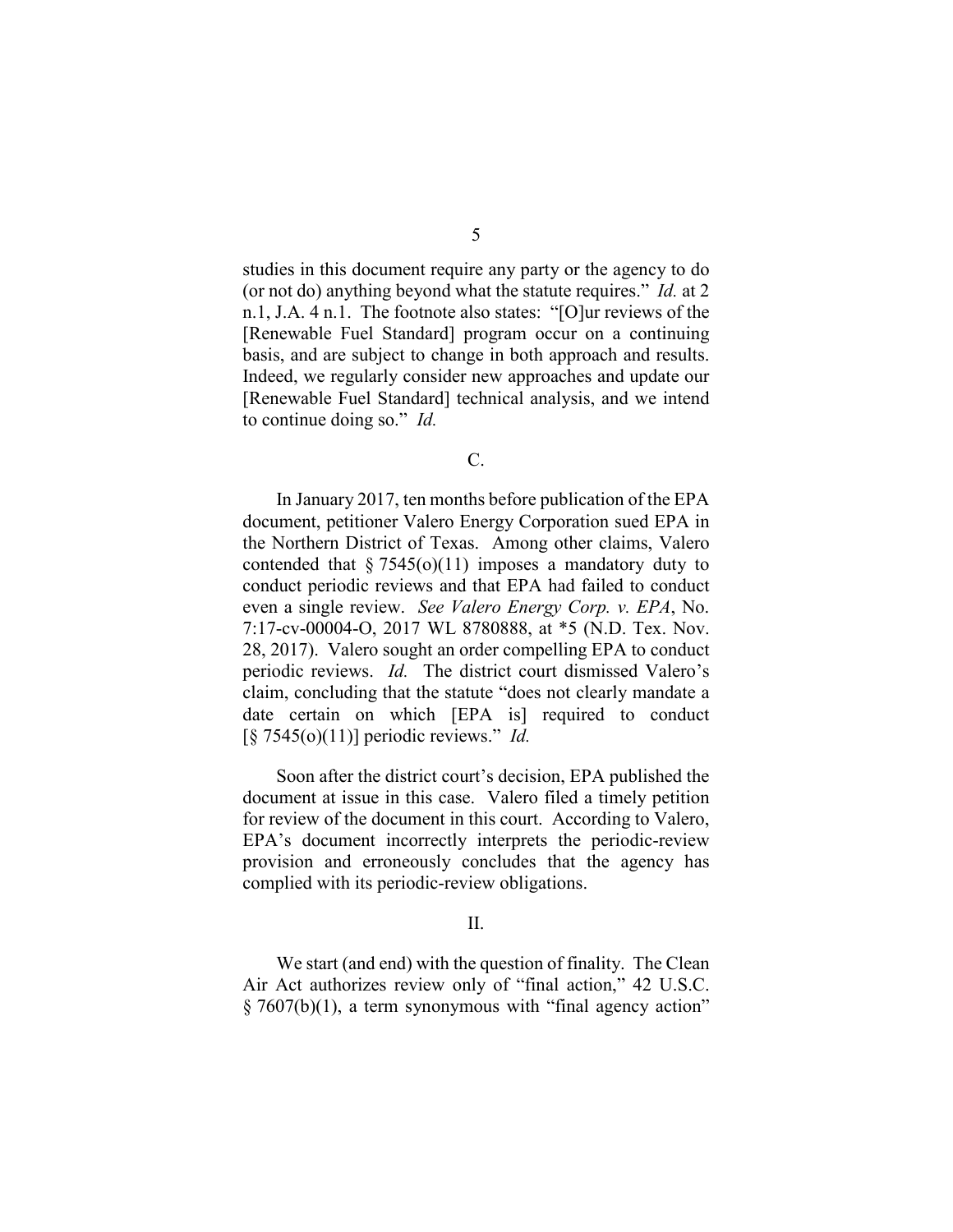studies in this document require any party or the agency to do (or not do) anything beyond what the statute requires." *Id.* at 2 n.1, J.A. 4 n.1. The footnote also states: "[O]ur reviews of the [Renewable Fuel Standard] program occur on a continuing basis, and are subject to change in both approach and results. Indeed, we regularly consider new approaches and update our [Renewable Fuel Standard] technical analysis, and we intend to continue doing so." *Id.*

C.

In January 2017, ten months before publication of the EPA document, petitioner Valero Energy Corporation sued EPA in the Northern District of Texas. Among other claims, Valero contended that § 7545(o)(11) imposes a mandatory duty to conduct periodic reviews and that EPA had failed to conduct even a single review. *See Valero Energy Corp. v. EPA*, No. 7:17-cv-00004-O, 2017 WL 8780888, at *5 (N.D. Tex. Nov. 28, 2017). Valero sought an order compelling EPA to conduct periodic reviews. *Id.* The district court dismissed Valero's claim, concluding that the statute "does not clearly mandate a date certain on which [EPA is] required to conduct [§ 7545(o)(11)] periodic reviews." *Id.*

Soon after the district court's decision, EPA published the document at issue in this case. Valero filed a timely petition for review of the document in this court. According to Valero, EPA's document incorrectly interprets the periodic-review provision and erroneously concludes that the agency has complied with its periodic-review obligations.

II.

We start (and end) with the question of finality. The Clean Air Act authorizes review only of "final action," 42 U.S.C. § 7607(b)(1), a term synonymous with "final agency action"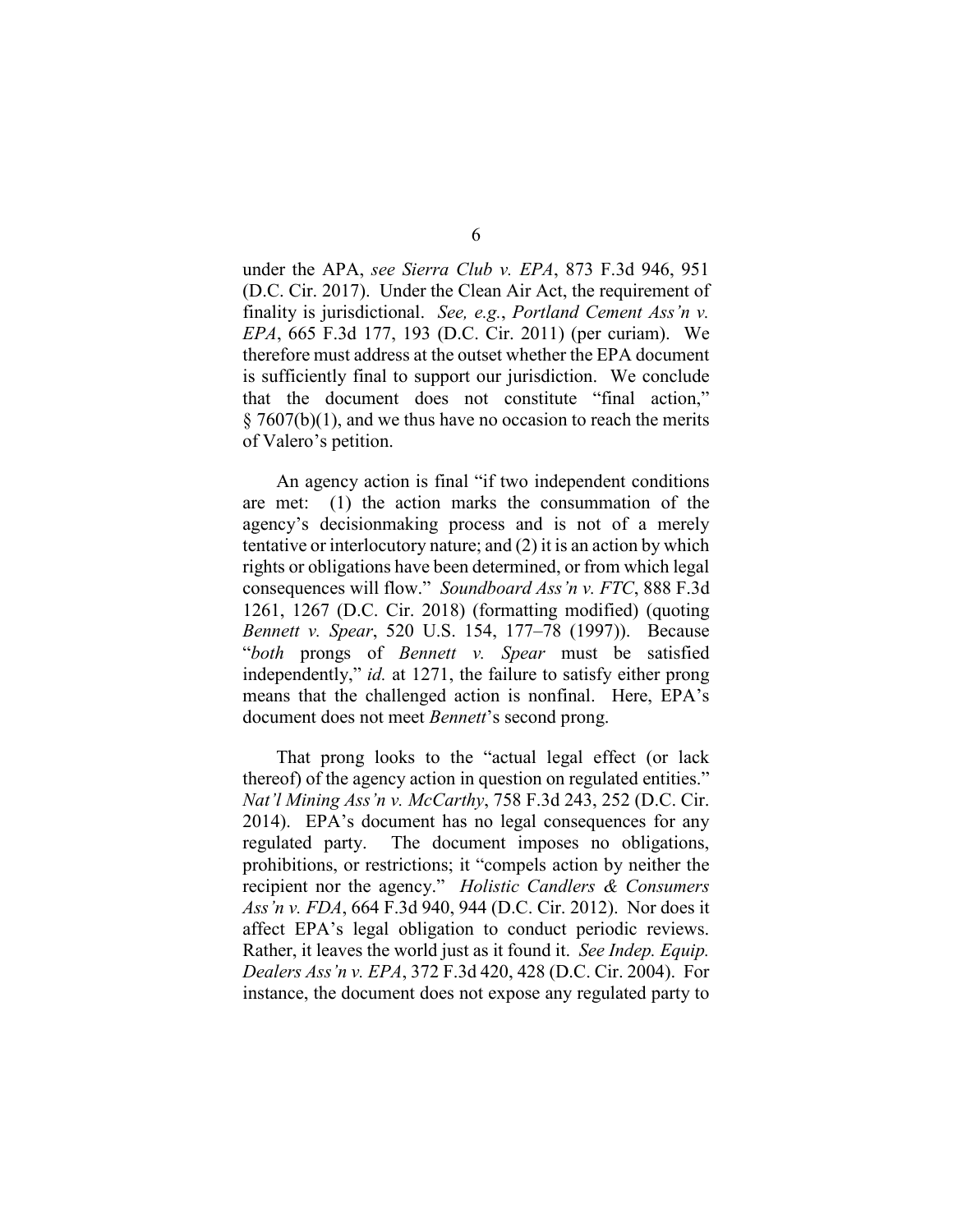under the APA, *see Sierra Club v. EPA*, 873 F.3d 946, 951 (D.C. Cir. 2017). Under the Clean Air Act, the requirement of finality is jurisdictional. *See, e.g.*, *Portland Cement Ass'n v. EPA*, 665 F.3d 177, 193 (D.C. Cir. 2011) (per curiam). We therefore must address at the outset whether the EPA document is sufficiently final to support our jurisdiction. We conclude that the document does not constitute "final action," § 7607(b)(1), and we thus have no occasion to reach the merits of Valero's petition.

An agency action is final "if two independent conditions are met: (1) the action marks the consummation of the agency's decisionmaking process and is not of a merely tentative or interlocutory nature; and (2) it is an action by which rights or obligations have been determined, or from which legal consequences will flow." *Soundboard Ass'n v. FTC*, 888 F.3d 1261, 1267 (D.C. Cir. 2018) (formatting modified) (quoting *Bennett v. Spear*, 520 U.S. 154, 177–78 (1997)). Because "*both* prongs of *Bennett v. Spear* must be satisfied independently," *id.* at 1271, the failure to satisfy either prong means that the challenged action is nonfinal. Here, EPA's document does not meet *Bennett*'s second prong.

That prong looks to the "actual legal effect (or lack thereof) of the agency action in question on regulated entities." *Nat'l Mining Ass'n v. McCarthy*, 758 F.3d 243, 252 (D.C. Cir. 2014). EPA's document has no legal consequences for any regulated party. The document imposes no obligations, prohibitions, or restrictions; it "compels action by neither the recipient nor the agency." *Holistic Candlers & Consumers Ass'n v. FDA*, 664 F.3d 940, 944 (D.C. Cir. 2012). Nor does it affect EPA's legal obligation to conduct periodic reviews. Rather, it leaves the world just as it found it. *See Indep. Equip. Dealers Ass'n v. EPA*, 372 F.3d 420, 428 (D.C. Cir. 2004). For instance, the document does not expose any regulated party to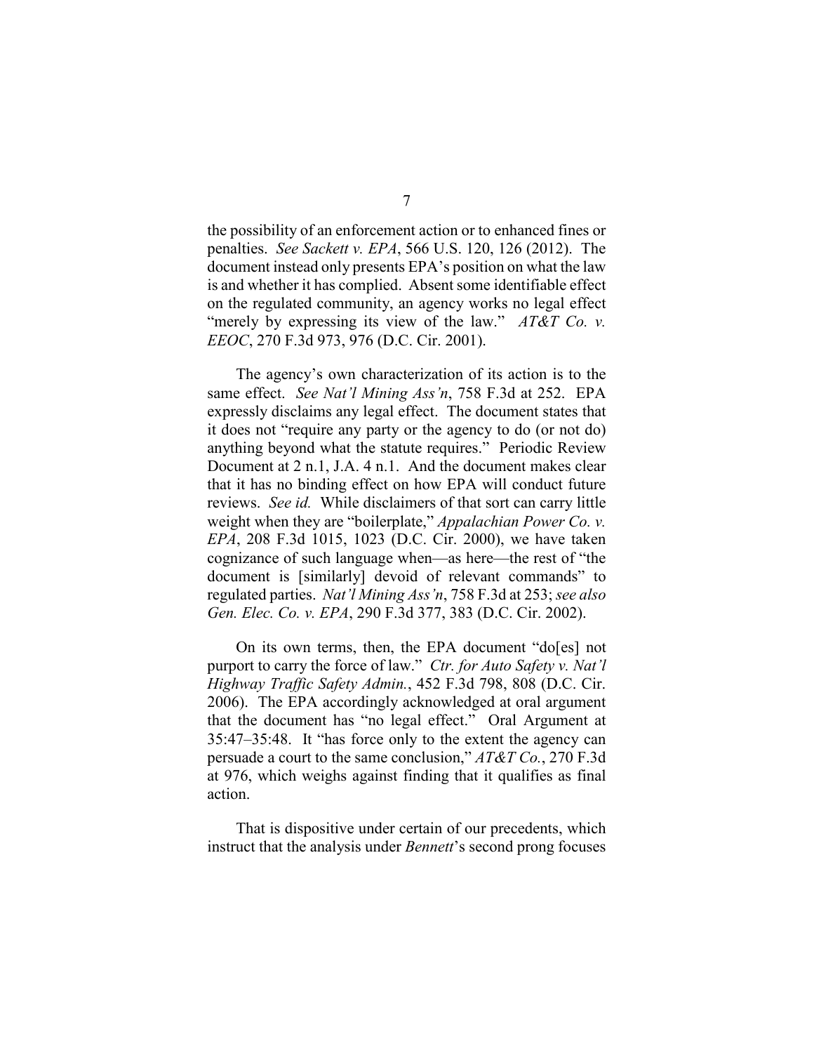the possibility of an enforcement action or to enhanced fines or penalties. *See Sackett v. EPA*, 566 U.S. 120, 126 (2012). The document instead only presents EPA's position on what the law is and whether it has complied. Absent some identifiable effect on the regulated community, an agency works no legal effect "merely by expressing its view of the law." *AT&T Co. v. EEOC*, 270 F.3d 973, 976 (D.C. Cir. 2001).

The agency's own characterization of its action is to the same effect. *See Nat'l Mining Ass'n*, 758 F.3d at 252. EPA expressly disclaims any legal effect. The document states that it does not "require any party or the agency to do (or not do) anything beyond what the statute requires." Periodic Review Document at 2 n.1, J.A. 4 n.1. And the document makes clear that it has no binding effect on how EPA will conduct future reviews. *See id.* While disclaimers of that sort can carry little weight when they are "boilerplate," *Appalachian Power Co. v. EPA*, 208 F.3d 1015, 1023 (D.C. Cir. 2000), we have taken cognizance of such language when—as here—the rest of "the document is [similarly] devoid of relevant commands" to regulated parties. *Nat'l Mining Ass'n*, 758 F.3d at 253; *see also Gen. Elec. Co. v. EPA*, 290 F.3d 377, 383 (D.C. Cir. 2002).

On its own terms, then, the EPA document "do[es] not purport to carry the force of law." *Ctr. for Auto Safety v. Nat'l Highway Traffic Safety Admin.*, 452 F.3d 798, 808 (D.C. Cir. 2006). The EPA accordingly acknowledged at oral argument that the document has "no legal effect." Oral Argument at 35:47–35:48. It "has force only to the extent the agency can persuade a court to the same conclusion," *AT&T Co.*, 270 F.3d at 976, which weighs against finding that it qualifies as final action.

That is dispositive under certain of our precedents, which instruct that the analysis under *Bennett*'s second prong focuses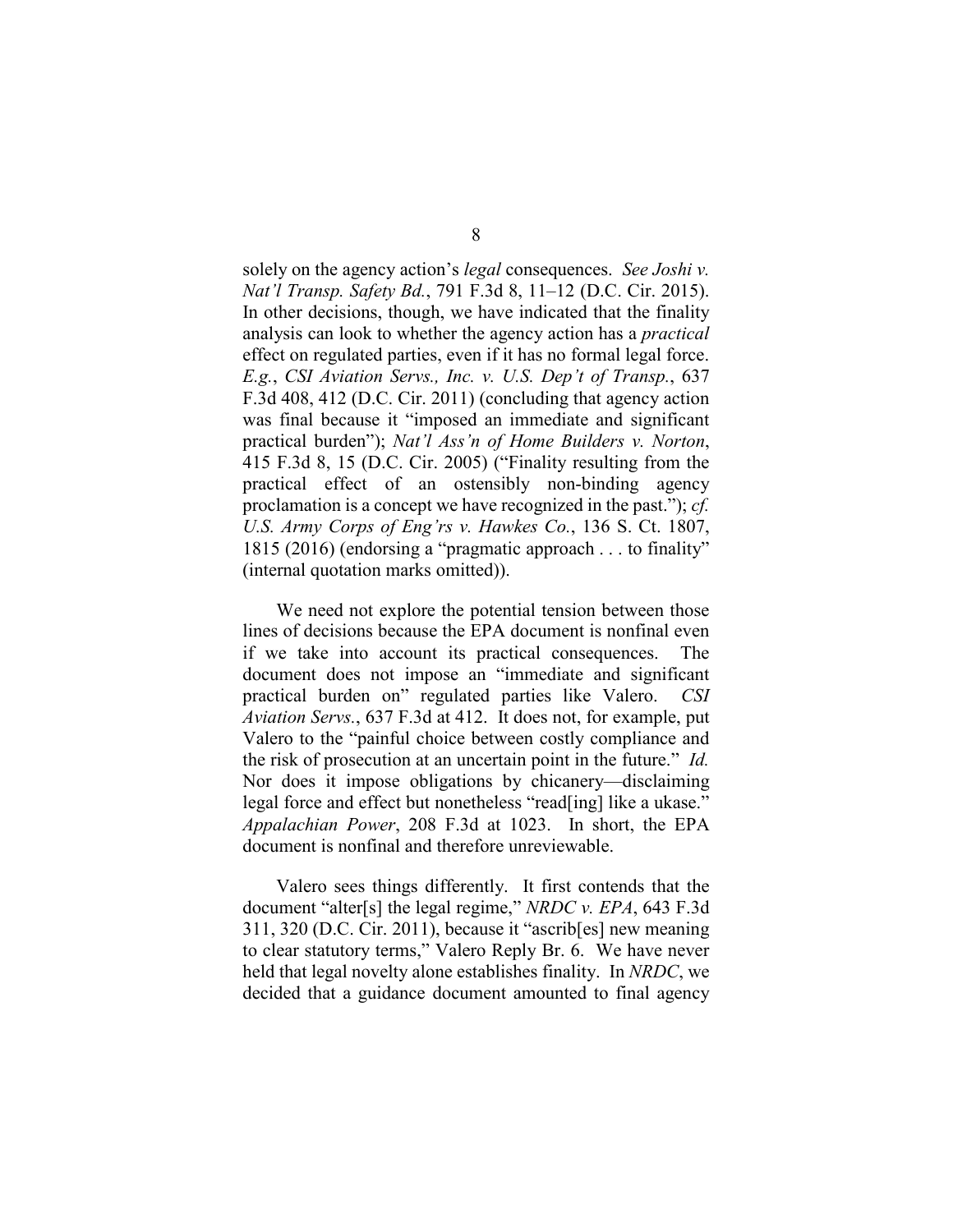solely on the agency action's *legal* consequences. *See Joshi v. Nat'l Transp. Safety Bd.*, 791 F.3d 8, 11–12 (D.C. Cir. 2015). In other decisions, though, we have indicated that the finality analysis can look to whether the agency action has a *practical* effect on regulated parties, even if it has no formal legal force. *E.g.*, *CSI Aviation Servs., Inc. v. U.S. Dep't of Transp.*, 637 F.3d 408, 412 (D.C. Cir. 2011) (concluding that agency action was final because it "imposed an immediate and significant practical burden"); *Nat'l Ass'n of Home Builders v. Norton*, 415 F.3d 8, 15 (D.C. Cir. 2005) ("Finality resulting from the practical effect of an ostensibly non-binding agency proclamation is a concept we have recognized in the past."); *cf. U.S. Army Corps of Eng'rs v. Hawkes Co.*, 136 S. Ct. 1807, 1815 (2016) (endorsing a "pragmatic approach . . . to finality" (internal quotation marks omitted)).

We need not explore the potential tension between those lines of decisions because the EPA document is nonfinal even if we take into account its practical consequences. The document does not impose an "immediate and significant practical burden on" regulated parties like Valero. *CSI Aviation Servs.*, 637 F.3d at 412. It does not, for example, put Valero to the "painful choice between costly compliance and the risk of prosecution at an uncertain point in the future." *Id.* Nor does it impose obligations by chicanery—disclaiming legal force and effect but nonetheless "read[ing] like a ukase." *Appalachian Power*, 208 F.3d at 1023. In short, the EPA document is nonfinal and therefore unreviewable.

Valero sees things differently. It first contends that the document "alter[s] the legal regime," *NRDC v. EPA*, 643 F.3d 311, 320 (D.C. Cir. 2011), because it "ascrib[es] new meaning to clear statutory terms," Valero Reply Br. 6. We have never held that legal novelty alone establishes finality. In *NRDC*, we decided that a guidance document amounted to final agency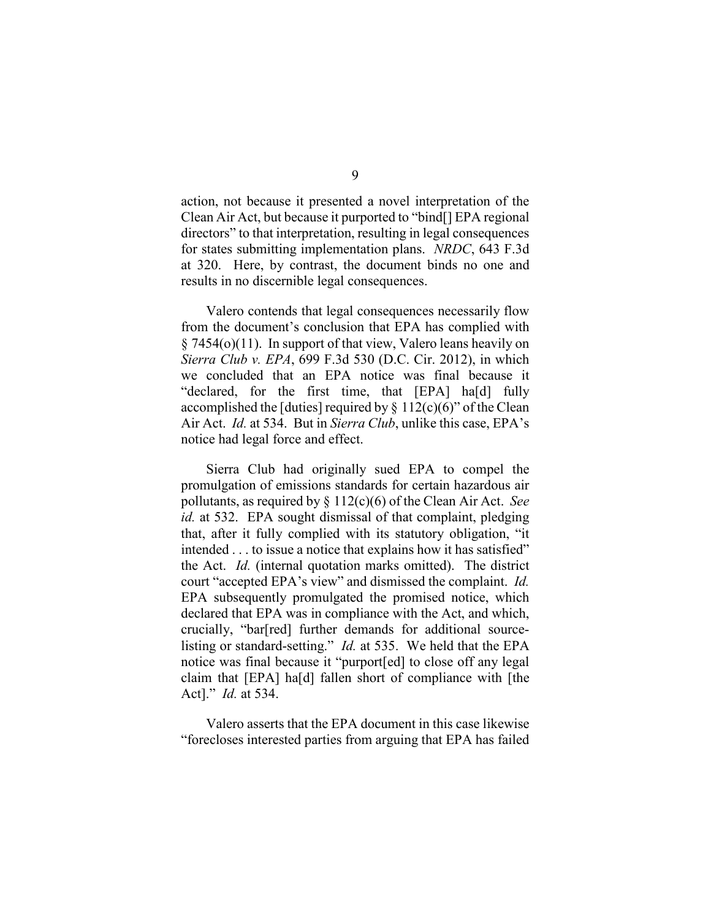action, not because it presented a novel interpretation of the Clean Air Act, but because it purported to "bind[] EPA regional directors" to that interpretation, resulting in legal consequences for states submitting implementation plans. *NRDC*, 643 F.3d at 320. Here, by contrast, the document binds no one and results in no discernible legal consequences.

Valero contends that legal consequences necessarily flow from the document's conclusion that EPA has complied with § 7454(o)(11). In support of that view, Valero leans heavily on *Sierra Club v. EPA*, 699 F.3d 530 (D.C. Cir. 2012), in which we concluded that an EPA notice was final because it "declared, for the first time, that [EPA] ha[d] fully accomplished the [duties] required by § 112(c)(6)" of the Clean Air Act. *Id.* at 534. But in *Sierra Club*, unlike this case, EPA's notice had legal force and effect.

Sierra Club had originally sued EPA to compel the promulgation of emissions standards for certain hazardous air pollutants, as required by § 112(c)(6) of the Clean Air Act. *See id.* at 532. EPA sought dismissal of that complaint, pledging that, after it fully complied with its statutory obligation, "it intended . . . to issue a notice that explains how it has satisfied" the Act. *Id.* (internal quotation marks omitted). The district court "accepted EPA's view" and dismissed the complaint. *Id.* EPA subsequently promulgated the promised notice, which declared that EPA was in compliance with the Act, and which, crucially, "bar[red] further demands for additional source-listing or standard-setting." *Id.* at 535. We held that the EPA notice was final because it "purport[ed] to close off any legal claim that [EPA] ha[d] fallen short of compliance with [the Act]." *Id.* at 534.

Valero asserts that the EPA document in this case likewise "forecloses interested parties from arguing that EPA has failed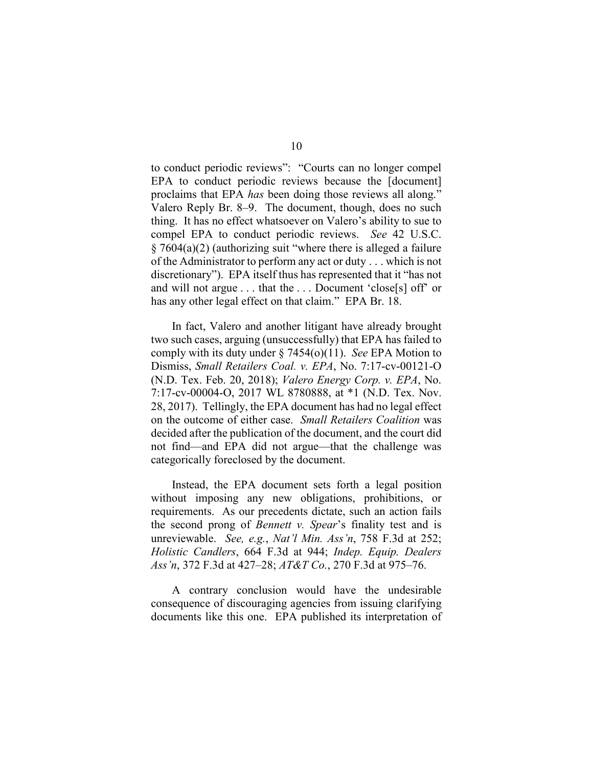to conduct periodic reviews": "Courts can no longer compel EPA to conduct periodic reviews because the [document] proclaims that EPA *has* been doing those reviews all along." Valero Reply Br. 8–9. The document, though, does no such thing. It has no effect whatsoever on Valero's ability to sue to compel EPA to conduct periodic reviews. *See* 42 U.S.C. § 7604(a)(2) (authorizing suit "where there is alleged a failure of the Administrator to perform any act or duty . . . which is not discretionary"). EPA itself thus has represented that it "has not and will not argue . . . that the . . . Document 'close[s] off' or has any other legal effect on that claim." EPA Br. 18.

In fact, Valero and another litigant have already brought two such cases, arguing (unsuccessfully) that EPA has failed to comply with its duty under § 7454(o)(11). *See* EPA Motion to Dismiss, *Small Retailers Coal. v. EPA*, No. 7:17-cv-00121-O (N.D. Tex. Feb. 20, 2018); *Valero Energy Corp. v. EPA*, No. 7:17-cv-00004-O, 2017 WL 8780888, at \*1 (N.D. Tex. Nov. 28, 2017). Tellingly, the EPA document has had no legal effect on the outcome of either case. *Small Retailers Coalition* was decided after the publication of the document, and the court did not find—and EPA did not argue—that the challenge was categorically foreclosed by the document.

Instead, the EPA document sets forth a legal position without imposing any new obligations, prohibitions, or requirements. As our precedents dictate, such an action fails the second prong of *Bennett v. Spear*'s finality test and is unreviewable. *See, e.g.*, *Nat'l Min. Ass'n*, 758 F.3d at 252; *Holistic Candlers*, 664 F.3d at 944; *Indep. Equip. Dealers Ass'n*, 372 F.3d at 427–28; *AT&T Co.*, 270 F.3d at 975–76.

A contrary conclusion would have the undesirable consequence of discouraging agencies from issuing clarifying documents like this one. EPA published its interpretation of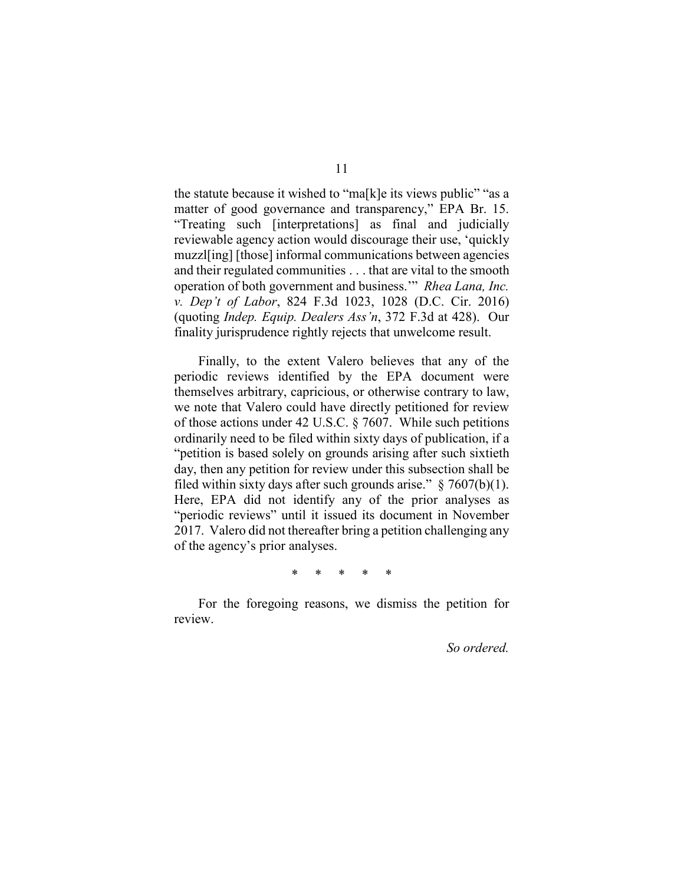the statute because it wished to "ma[k]e its views public" "as a matter of good governance and transparency," EPA Br. 15. "Treating such [interpretations] as final and judicially reviewable agency action would discourage their use, 'quickly muzzl[ing] [those] informal communications between agencies and their regulated communities . . . that are vital to the smooth operation of both government and business.'" *Rhea Lana, Inc. v. Dep't of Labor*, 824 F.3d 1023, 1028 (D.C. Cir. 2016) (quoting *Indep. Equip. Dealers Ass'n*, 372 F.3d at 428). Our finality jurisprudence rightly rejects that unwelcome result.

Finally, to the extent Valero believes that any of the periodic reviews identified by the EPA document were themselves arbitrary, capricious, or otherwise contrary to law, we note that Valero could have directly petitioned for review of those actions under 42 U.S.C. § 7607. While such petitions ordinarily need to be filed within sixty days of publication, if a "petition is based solely on grounds arising after such sixtieth day, then any petition for review under this subsection shall be filed within sixty days after such grounds arise." § 7607(b)(1). Here, EPA did not identify any of the prior analyses as "periodic reviews" until it issued its document in November 2017. Valero did not thereafter bring a petition challenging any of the agency's prior analyses.

\* \* \* \* \*

For the foregoing reasons, we dismiss the petition for review.

*So ordered.*